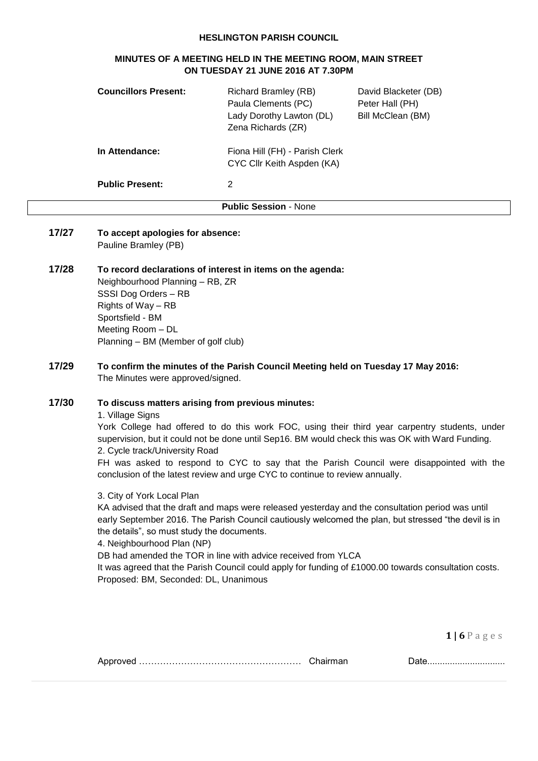**HESLINGTON PARISH COUNCIL**

**MINUTES OF A MEETING HELD IN THE MEETING ROOM, MAIN STREET ON TUESDAY 21 JUNE 2016 AT 7.30PM**

| | | |
|---|---|---|
| **Councillors Present:** | Richard Bramley (RB)<br>Paula Clements (PC)<br>Lady Dorothy Lawton (DL)<br>Zena Richards (ZR) | David Blacketer (DB)<br>Peter Hall (PH)<br>Bill McClean (BM) |
| **In Attendance:** | Fiona Hill (FH) - Parish Clerk<br>CYC Cllr Keith Aspden (KA) | |
| **Public Present:** | 2 | |

**Public Session** - None

**17/27 To accept apologies for absence:**
Pauline Bramley (PB)

**17/28 To record declarations of interest in items on the agenda:**
Neighbourhood Planning – RB, ZR
SSSI Dog Orders – RB
Rights of Way – RB
Sportsfield - BM
Meeting Room – DL
Planning – BM (Member of golf club)

**17/29 To confirm the minutes of the Parish Council Meeting held on Tuesday 17 May 2016:**
The Minutes were approved/signed.

**17/30 To discuss matters arising from previous minutes:**

1. Village Signs
York College had offered to do this work FOC, using their third year carpentry students, under supervision, but it could not be done until Sep16. BM would check this was OK with Ward Funding.

2. Cycle track/University Road
FH was asked to respond to CYC to say that the Parish Council were disappointed with the conclusion of the latest review and urge CYC to continue to review annually.

3. City of York Local Plan
KA advised that the draft and maps were released yesterday and the consultation period was until early September 2016. The Parish Council cautiously welcomed the plan, but stressed "the devil is in the details", so must study the documents.

4. Neighbourhood Plan (NP)
DB had amended the TOR in line with advice received from YLCA
It was agreed that the Parish Council could apply for funding of £1000.00 towards consultation costs.
Proposed: BM, Seconded: DL, Unanimous

Approved ……………………………………………… Chairman Date...............................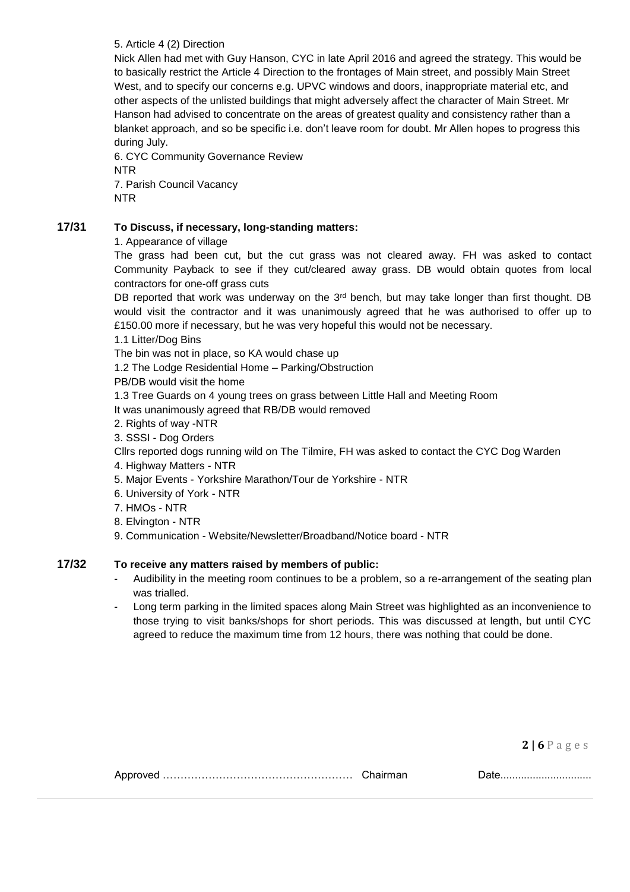5. Article 4 (2) Direction

Nick Allen had met with Guy Hanson, CYC in late April 2016 and agreed the strategy. This would be to basically restrict the Article 4 Direction to the frontages of Main street, and possibly Main Street West, and to specify our concerns e.g. UPVC windows and doors, inappropriate material etc, and other aspects of the unlisted buildings that might adversely affect the character of Main Street. Mr Hanson had advised to concentrate on the areas of greatest quality and consistency rather than a blanket approach, and so be specific i.e. don't leave room for doubt. Mr Allen hopes to progress this during July.

6. CYC Community Governance Review

NTR

7. Parish Council Vacancy

NTR

**17/31 To Discuss, if necessary, long-standing matters:**

1. Appearance of village

The grass had been cut, but the cut grass was not cleared away. FH was asked to contact Community Payback to see if they cut/cleared away grass. DB would obtain quotes from local contractors for one-off grass cuts

DB reported that work was underway on the 3rd bench, but may take longer than first thought. DB would visit the contractor and it was unanimously agreed that he was authorised to offer up to £150.00 more if necessary, but he was very hopeful this would not be necessary.

1.1 Litter/Dog Bins

The bin was not in place, so KA would chase up

1.2 The Lodge Residential Home – Parking/Obstruction

PB/DB would visit the home

1.3 Tree Guards on 4 young trees on grass between Little Hall and Meeting Room

It was unanimously agreed that RB/DB would removed

2. Rights of way -NTR

3. SSSI - Dog Orders

Cllrs reported dogs running wild on The Tilmire, FH was asked to contact the CYC Dog Warden

4. Highway Matters - NTR

5. Major Events - Yorkshire Marathon/Tour de Yorkshire - NTR

6. University of York - NTR

7. HMOs - NTR

8. Elvington - NTR

9. Communication - Website/Newsletter/Broadband/Notice board - NTR

**17/32 To receive any matters raised by members of public:**

- Audibility in the meeting room continues to be a problem, so a re-arrangement of the seating plan was trialled.
- Long term parking in the limited spaces along Main Street was highlighted as an inconvenience to those trying to visit banks/shops for short periods. This was discussed at length, but until CYC agreed to reduce the maximum time from 12 hours, there was nothing that could be done.

Approved …………………………………………… Chairman Date..............................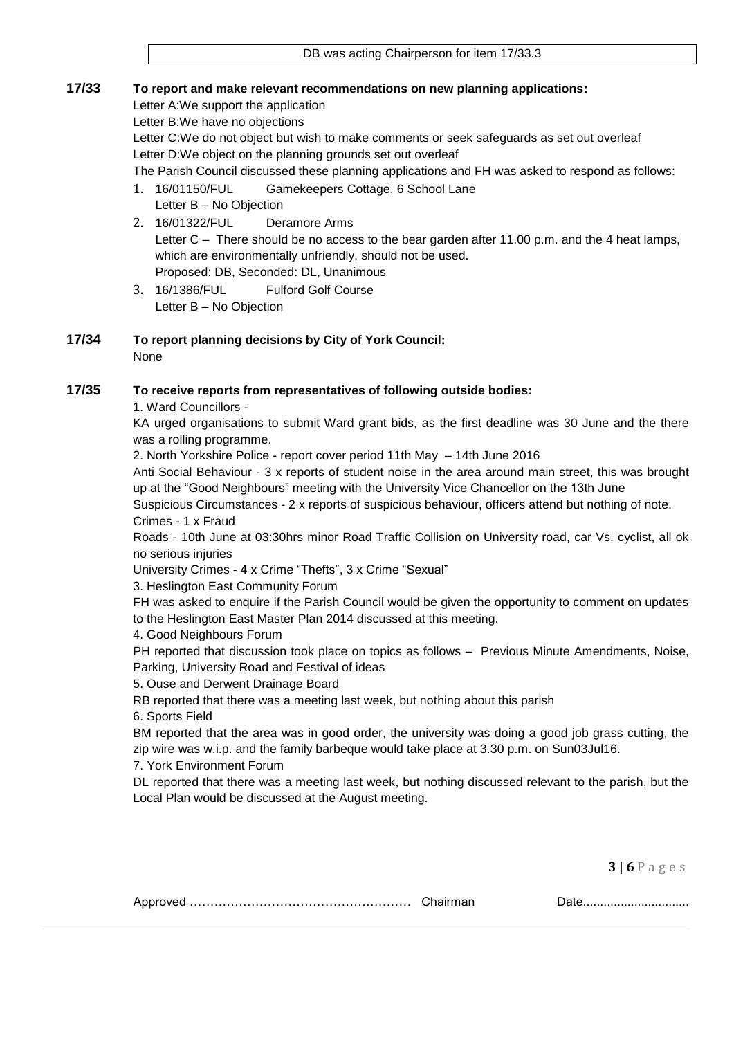DB was acting Chairperson for item 17/33.3

**17/33 To report and make relevant recommendations on new planning applications:**

Letter A:We support the application
Letter B:We have no objections
Letter C:We do not object but wish to make comments or seek safeguards as set out overleaf
Letter D:We object on the planning grounds set out overleaf

The Parish Council discussed these planning applications and FH was asked to respond as follows:

1. 16/01150/FUL Gamekeepers Cottage, 6 School Lane
   Letter B – No Objection
2. 16/01322/FUL Deramore Arms
   Letter C – There should be no access to the bear garden after 11.00 p.m. and the 4 heat lamps, which are environmentally unfriendly, should not be used.
   Proposed: DB, Seconded: DL, Unanimous
3. 16/1386/FUL Fulford Golf Course
   Letter B – No Objection

**17/34 To report planning decisions by City of York Council:**

None

**17/35 To receive reports from representatives of following outside bodies:**

1. Ward Councillors -

KA urged organisations to submit Ward grant bids, as the first deadline was 30 June and the there was a rolling programme.

2. North Yorkshire Police - report cover period 11th May – 14th June 2016

Anti Social Behaviour - 3 x reports of student noise in the area around main street, this was brought up at the "Good Neighbours" meeting with the University Vice Chancellor on the 13th June

Suspicious Circumstances - 2 x reports of suspicious behaviour, officers attend but nothing of note.

Crimes - 1 x Fraud

Roads - 10th June at 03:30hrs minor Road Traffic Collision on University road, car Vs. cyclist, all ok no serious injuries

University Crimes - 4 x Crime "Thefts", 3 x Crime "Sexual"

3. Heslington East Community Forum

FH was asked to enquire if the Parish Council would be given the opportunity to comment on updates to the Heslington East Master Plan 2014 discussed at this meeting.

4. Good Neighbours Forum

PH reported that discussion took place on topics as follows – Previous Minute Amendments, Noise, Parking, University Road and Festival of ideas

5. Ouse and Derwent Drainage Board

RB reported that there was a meeting last week, but nothing about this parish

6. Sports Field

BM reported that the area was in good order, the university was doing a good job grass cutting, the zip wire was w.i.p. and the family barbeque would take place at 3.30 p.m. on Sun03Jul16.

7. York Environment Forum

DL reported that there was a meeting last week, but nothing discussed relevant to the parish, but the Local Plan would be discussed at the August meeting.

Approved ……………………………………………… Chairman Date...............................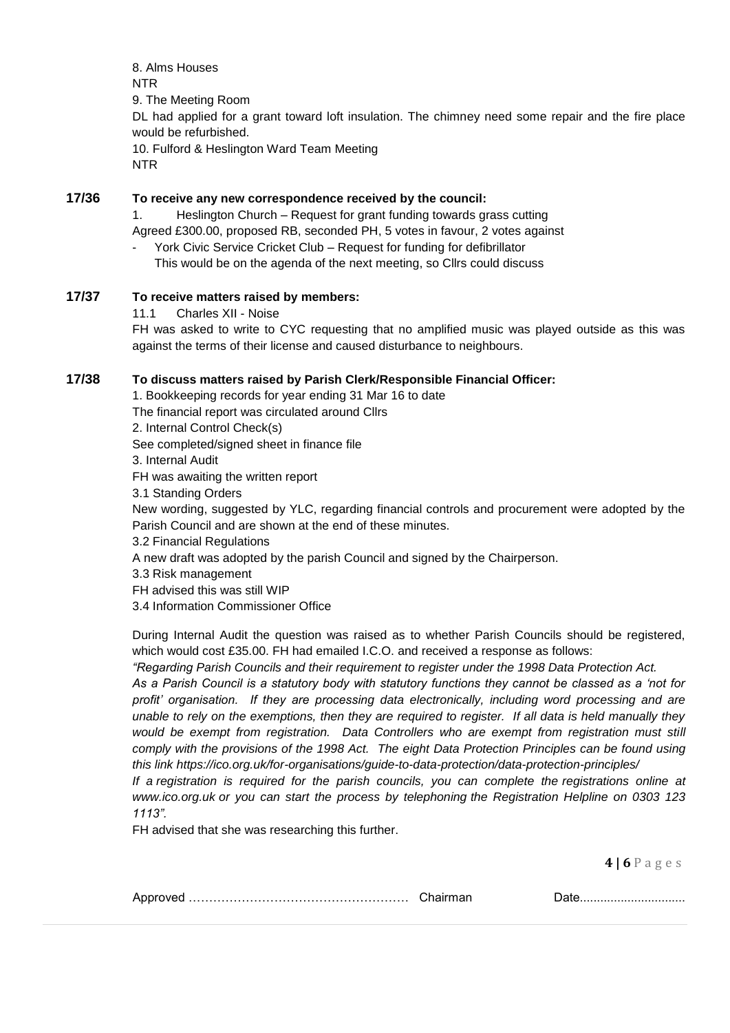8. Alms Houses

NTR

9. The Meeting Room

DL had applied for a grant toward loft insulation. The chimney need some repair and the fire place would be refurbished.

10. Fulford & Heslington Ward Team Meeting

NTR

**17/36 To receive any new correspondence received by the council:**

1. Heslington Church – Request for grant funding towards grass cutting

Agreed £300.00, proposed RB, seconded PH, 5 votes in favour, 2 votes against

- York Civic Service Cricket Club – Request for funding for defibrillator
  This would be on the agenda of the next meeting, so Cllrs could discuss

**17/37 To receive matters raised by members:**

11.1 Charles XII - Noise

FH was asked to write to CYC requesting that no amplified music was played outside as this was against the terms of their license and caused disturbance to neighbours.

**17/38 To discuss matters raised by Parish Clerk/Responsible Financial Officer:**

1. Bookkeeping records for year ending 31 Mar 16 to date

The financial report was circulated around Cllrs

2. Internal Control Check(s)

See completed/signed sheet in finance file

3. Internal Audit

FH was awaiting the written report

3.1 Standing Orders

New wording, suggested by YLC, regarding financial controls and procurement were adopted by the Parish Council and are shown at the end of these minutes.

3.2 Financial Regulations

A new draft was adopted by the parish Council and signed by the Chairperson.

3.3 Risk management

FH advised this was still WIP

3.4 Information Commissioner Office

During Internal Audit the question was raised as to whether Parish Councils should be registered, which would cost £35.00. FH had emailed I.C.O. and received a response as follows:

*"Regarding Parish Councils and their requirement to register under the 1998 Data Protection Act.*

*As a Parish Council is a statutory body with statutory functions they cannot be classed as a 'not for profit' organisation. If they are processing data electronically, including word processing and are unable to rely on the exemptions, then they are required to register. If all data is held manually they would be exempt from registration. Data Controllers who are exempt from registration must still comply with the provisions of the 1998 Act. The eight Data Protection Principles can be found using this link https://ico.org.uk/for-organisations/guide-to-data-protection/data-protection-principles/*

*If a registration is required for the parish councils, you can complete the registrations online at www.ico.org.uk or you can start the process by telephoning the Registration Helpline on 0303 123 1113".*

FH advised that she was researching this further.

Approved …………………………………………… Chairman Date..............................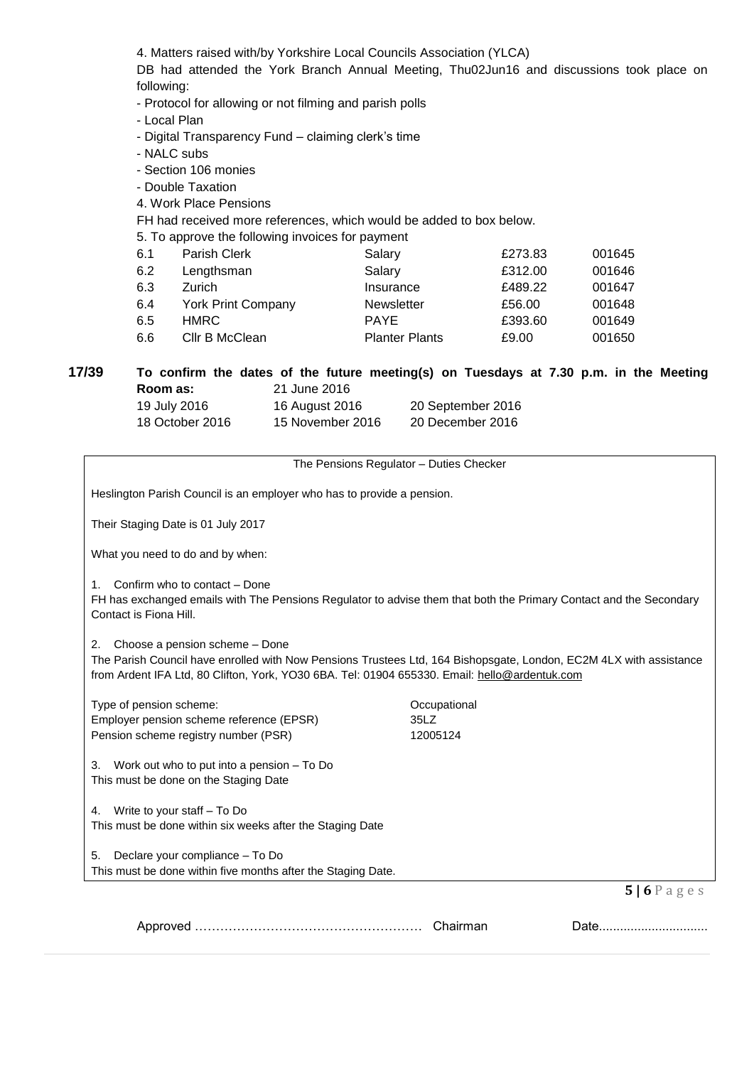4. Matters raised with/by Yorkshire Local Councils Association (YLCA)

DB had attended the York Branch Annual Meeting, Thu02Jun16 and discussions took place on following:

- Protocol for allowing or not filming and parish polls
- Local Plan
- Digital Transparency Fund – claiming clerk's time
- NALC subs
- Section 106 monies
- Double Taxation

4. Work Place Pensions

FH had received more references, which would be added to box below.

5. To approve the following invoices for payment

| | | | | |
|---|---|---|---|---|
| 6.1 | Parish Clerk | Salary | £273.83 | 001645 |
| 6.2 | Lengthsman | Salary | £312.00 | 001646 |
| 6.3 | Zurich | Insurance | £489.22 | 001647 |
| 6.4 | York Print Company | Newsletter | £56.00 | 001648 |
| 6.5 | HMRC | PAYE | £393.60 | 001649 |
| 6.6 | Cllr B McClean | Planter Plants | £9.00 | 001650 |

**17/39 To confirm the dates of the future meeting(s) on Tuesdays at 7.30 p.m. in the Meeting Room as:** 21 June 2016

| | | |
|---|---|---|
| 19 July 2016 | 16 August 2016 | 20 September 2016 |
| 18 October 2016 | 15 November 2016 | 20 December 2016 |

The Pensions Regulator – Duties Checker

Heslington Parish Council is an employer who has to provide a pension.

Their Staging Date is 01 July 2017

What you need to do and by when:

1. Confirm who to contact – Done

FH has exchanged emails with The Pensions Regulator to advise them that both the Primary Contact and the Secondary Contact is Fiona Hill.

2. Choose a pension scheme – Done

The Parish Council have enrolled with Now Pensions Trustees Ltd, 164 Bishopsgate, London, EC2M 4LX with assistance from Ardent IFA Ltd, 80 Clifton, York, YO30 6BA. Tel: 01904 655330. Email: hello@ardentuk.com

| | |
|---|---|
| Type of pension scheme: | Occupational |
| Employer pension scheme reference (EPSR) | 35LZ |
| Pension scheme registry number (PSR) | 12005124 |

3. Work out who to put into a pension – To Do

This must be done on the Staging Date

4. Write to your staff – To Do

This must be done within six weeks after the Staging Date

5. Declare your compliance – To Do

This must be done within five months after the Staging Date.

Approved …………………………………………… Chairman Date..............................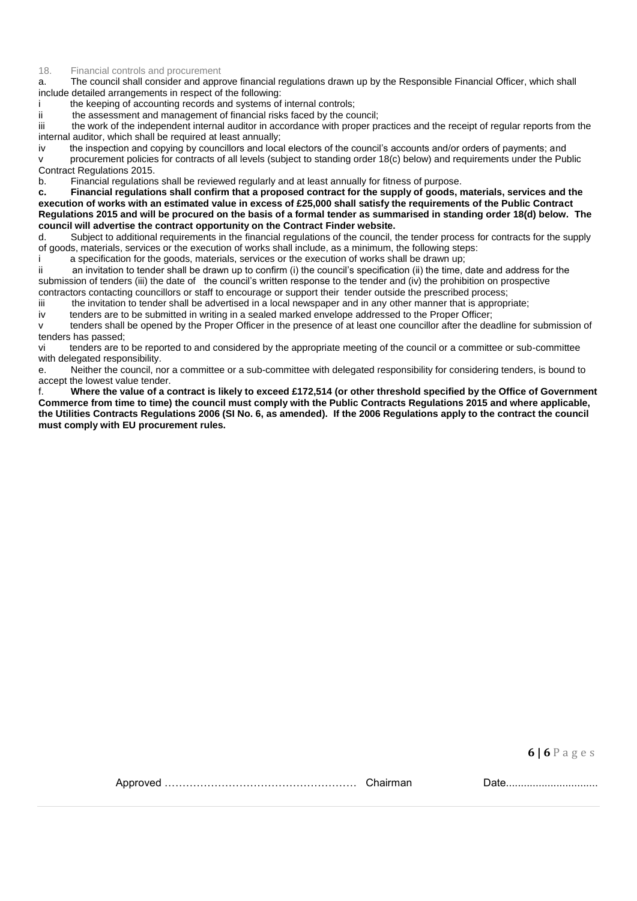18. Financial controls and procurement

a. The council shall consider and approve financial regulations drawn up by the Responsible Financial Officer, which shall include detailed arrangements in respect of the following:

i the keeping of accounting records and systems of internal controls;

ii the assessment and management of financial risks faced by the council;

iii the work of the independent internal auditor in accordance with proper practices and the receipt of regular reports from the internal auditor, which shall be required at least annually;

iv the inspection and copying by councillors and local electors of the council's accounts and/or orders of payments; and

v procurement policies for contracts of all levels (subject to standing order 18(c) below) and requirements under the Public Contract Regulations 2015.

b. Financial regulations shall be reviewed regularly and at least annually for fitness of purpose.

**c. Financial regulations shall confirm that a proposed contract for the supply of goods, materials, services and the execution of works with an estimated value in excess of £25,000 shall satisfy the requirements of the Public Contract Regulations 2015 and will be procured on the basis of a formal tender as summarised in standing order 18(d) below. The council will advertise the contract opportunity on the Contract Finder website.**

d. Subject to additional requirements in the financial regulations of the council, the tender process for contracts for the supply of goods, materials, services or the execution of works shall include, as a minimum, the following steps:

i a specification for the goods, materials, services or the execution of works shall be drawn up;

ii an invitation to tender shall be drawn up to confirm (i) the council's specification (ii) the time, date and address for the submission of tenders (iii) the date of the council's written response to the tender and (iv) the prohibition on prospective contractors contacting councillors or staff to encourage or support their tender outside the prescribed process;

iii the invitation to tender shall be advertised in a local newspaper and in any other manner that is appropriate;

iv tenders are to be submitted in writing in a sealed marked envelope addressed to the Proper Officer;

v tenders shall be opened by the Proper Officer in the presence of at least one councillor after the deadline for submission of tenders has passed;

vi tenders are to be reported to and considered by the appropriate meeting of the council or a committee or sub-committee with delegated responsibility.

e. Neither the council, nor a committee or a sub-committee with delegated responsibility for considering tenders, is bound to accept the lowest value tender.

f. **Where the value of a contract is likely to exceed £172,514 (or other threshold specified by the Office of Government Commerce from time to time) the council must comply with the Public Contracts Regulations 2015 and where applicable, the Utilities Contracts Regulations 2006 (SI No. 6, as amended). If the 2006 Regulations apply to the contract the council must comply with EU procurement rules.**

Approved …………………………………………… Chairman Date..............................